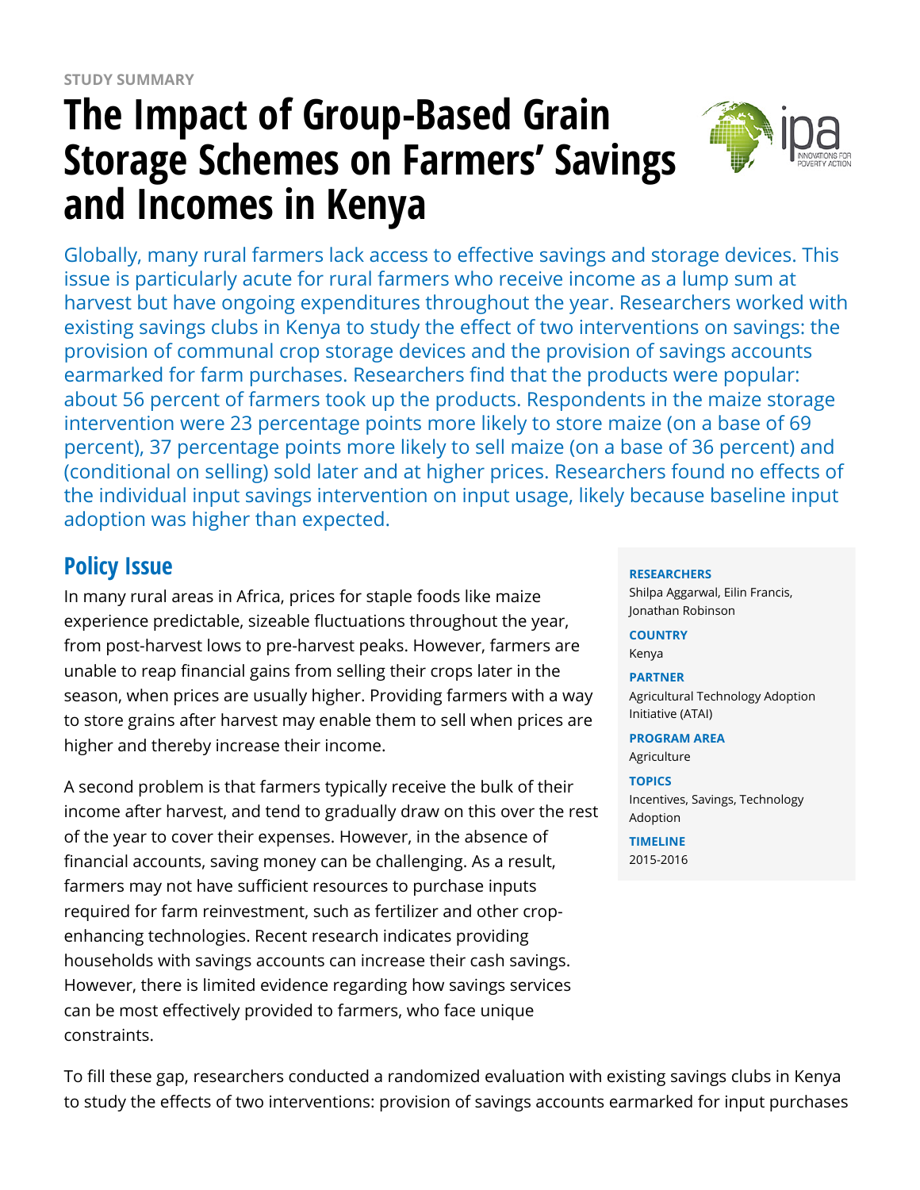STUDY SUMMARY

# The Impact of Group-Based Grain Storage Schemes on Farmers' Savings and Incomes in Kenya

Globally, many rural farmers lack access to effective savings and storage devices. This issue is particularly acute for rural farmers who receive income as a lump sum at harvest but have ongoing expenditures throughout the year. Researchers worked with existing savings clubs in Kenya to study the effect of two interventions on savings: the provision of communal crop storage devices and the provision of savings accounts earmarked for farm purchases. Researchers find that the products were popular: about 56 percent of farmers took up the products. Respondents in the maize storage intervention were 23 percentage points more likely to store maize (on a base of 69 percent), 37 percentage points more likely to sell maize (on a base of 36 percent) and (conditional on selling) sold later and at higher prices. Researchers found no effects of the individual input savings intervention on input usage, likely because baseline input adoption was higher than expected.

**RESEARCHERS**
Shilpa Aggarwal, Eilin Francis, Jonathan Robinson

**COUNTRY**
Kenya

**PARTNER**
Agricultural Technology Adoption Initiative (ATAI)

**PROGRAM AREA**
Agriculture

**TOPICS**
Incentives, Savings, Technology Adoption

**TIMELINE**
2015-2016

## Policy Issue

In many rural areas in Africa, prices for staple foods like maize experience predictable, sizeable fluctuations throughout the year, from post-harvest lows to pre-harvest peaks. However, farmers are unable to reap financial gains from selling their crops later in the season, when prices are usually higher. Providing farmers with a way to store grains after harvest may enable them to sell when prices are higher and thereby increase their income.

A second problem is that farmers typically receive the bulk of their income after harvest, and tend to gradually draw on this over the rest of the year to cover their expenses. However, in the absence of financial accounts, saving money can be challenging. As a result, farmers may not have sufficient resources to purchase inputs required for farm reinvestment, such as fertilizer and other crop-enhancing technologies. Recent research indicates providing households with savings accounts can increase their cash savings. However, there is limited evidence regarding how savings services can be most effectively provided to farmers, who face unique constraints.

To fill these gap, researchers conducted a randomized evaluation with existing savings clubs in Kenya to study the effects of two interventions: provision of savings accounts earmarked for input purchases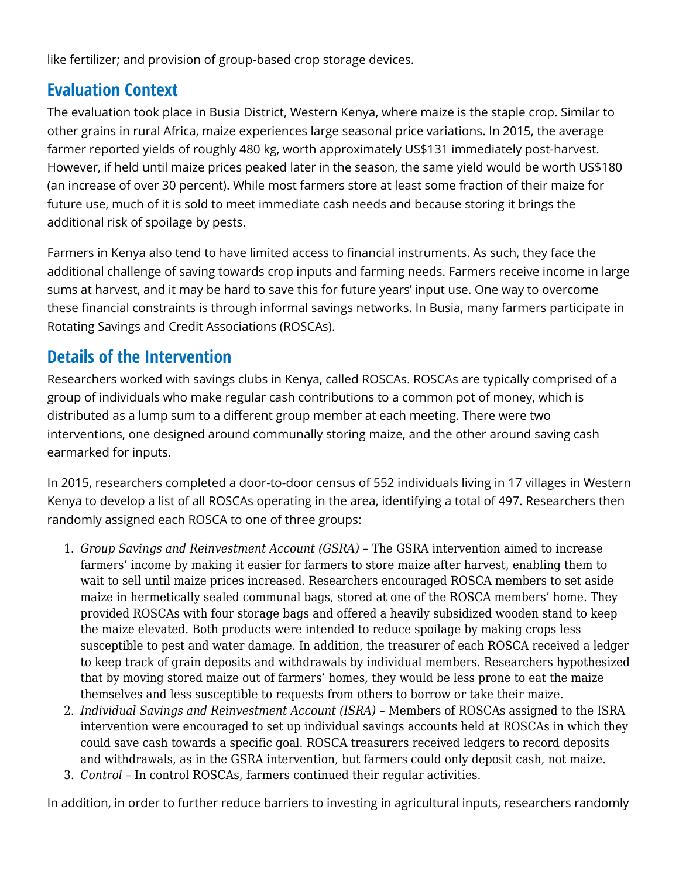like fertilizer; and provision of group-based crop storage devices.

## Evaluation Context

The evaluation took place in Busia District, Western Kenya, where maize is the staple crop. Similar to other grains in rural Africa, maize experiences large seasonal price variations. In 2015, the average farmer reported yields of roughly 480 kg, worth approximately US$131 immediately post-harvest. However, if held until maize prices peaked later in the season, the same yield would be worth US$180 (an increase of over 30 percent). While most farmers store at least some fraction of their maize for future use, much of it is sold to meet immediate cash needs and because storing it brings the additional risk of spoilage by pests.

Farmers in Kenya also tend to have limited access to financial instruments. As such, they face the additional challenge of saving towards crop inputs and farming needs. Farmers receive income in large sums at harvest, and it may be hard to save this for future years' input use. One way to overcome these financial constraints is through informal savings networks. In Busia, many farmers participate in Rotating Savings and Credit Associations (ROSCAs).

## Details of the Intervention

Researchers worked with savings clubs in Kenya, called ROSCAs. ROSCAs are typically comprised of a group of individuals who make regular cash contributions to a common pot of money, which is distributed as a lump sum to a different group member at each meeting. There were two interventions, one designed around communally storing maize, and the other around saving cash earmarked for inputs.

In 2015, researchers completed a door-to-door census of 552 individuals living in 17 villages in Western Kenya to develop a list of all ROSCAs operating in the area, identifying a total of 497. Researchers then randomly assigned each ROSCA to one of three groups:

1. *Group Savings and Reinvestment Account (GSRA)* – The GSRA intervention aimed to increase farmers' income by making it easier for farmers to store maize after harvest, enabling them to wait to sell until maize prices increased. Researchers encouraged ROSCA members to set aside maize in hermetically sealed communal bags, stored at one of the ROSCA members' home. They provided ROSCAs with four storage bags and offered a heavily subsidized wooden stand to keep the maize elevated. Both products were intended to reduce spoilage by making crops less susceptible to pest and water damage. In addition, the treasurer of each ROSCA received a ledger to keep track of grain deposits and withdrawals by individual members. Researchers hypothesized that by moving stored maize out of farmers' homes, they would be less prone to eat the maize themselves and less susceptible to requests from others to borrow or take their maize.
2. *Individual Savings and Reinvestment Account (ISRA)* – Members of ROSCAs assigned to the ISRA intervention were encouraged to set up individual savings accounts held at ROSCAs in which they could save cash towards a specific goal. ROSCA treasurers received ledgers to record deposits and withdrawals, as in the GSRA intervention, but farmers could only deposit cash, not maize.
3. *Control* – In control ROSCAs, farmers continued their regular activities.

In addition, in order to further reduce barriers to investing in agricultural inputs, researchers randomly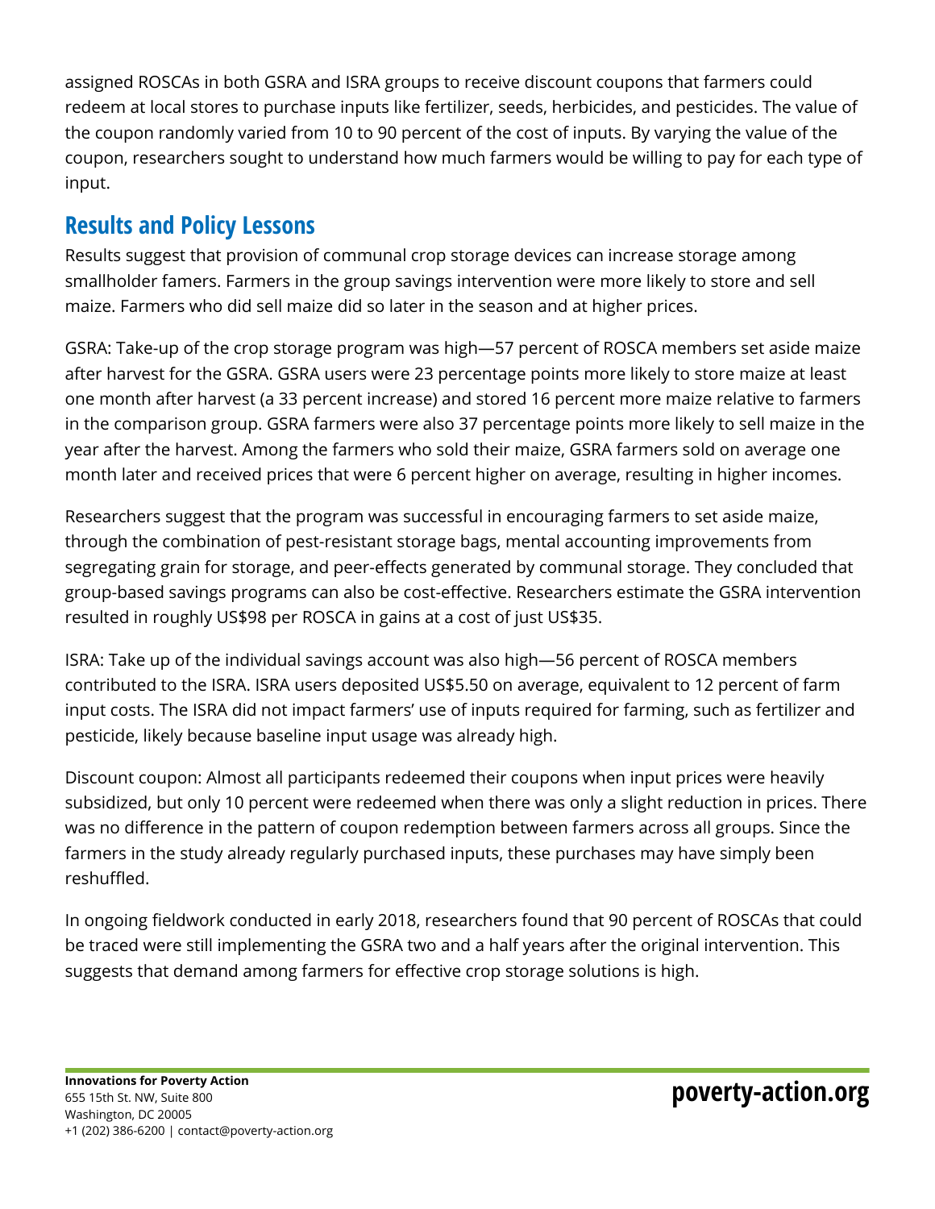assigned ROSCAs in both GSRA and ISRA groups to receive discount coupons that farmers could redeem at local stores to purchase inputs like fertilizer, seeds, herbicides, and pesticides. The value of the coupon randomly varied from 10 to 90 percent of the cost of inputs. By varying the value of the coupon, researchers sought to understand how much farmers would be willing to pay for each type of input.

## Results and Policy Lessons

Results suggest that provision of communal crop storage devices can increase storage among smallholder famers. Farmers in the group savings intervention were more likely to store and sell maize. Farmers who did sell maize did so later in the season and at higher prices.

GSRA: Take-up of the crop storage program was high—57 percent of ROSCA members set aside maize after harvest for the GSRA. GSRA users were 23 percentage points more likely to store maize at least one month after harvest (a 33 percent increase) and stored 16 percent more maize relative to farmers in the comparison group. GSRA farmers were also 37 percentage points more likely to sell maize in the year after the harvest. Among the farmers who sold their maize, GSRA farmers sold on average one month later and received prices that were 6 percent higher on average, resulting in higher incomes.

Researchers suggest that the program was successful in encouraging farmers to set aside maize, through the combination of pest-resistant storage bags, mental accounting improvements from segregating grain for storage, and peer-effects generated by communal storage. They concluded that group-based savings programs can also be cost-effective. Researchers estimate the GSRA intervention resulted in roughly US$98 per ROSCA in gains at a cost of just US$35.

ISRA: Take up of the individual savings account was also high—56 percent of ROSCA members contributed to the ISRA. ISRA users deposited US$5.50 on average, equivalent to 12 percent of farm input costs. The ISRA did not impact farmers' use of inputs required for farming, such as fertilizer and pesticide, likely because baseline input usage was already high.

Discount coupon: Almost all participants redeemed their coupons when input prices were heavily subsidized, but only 10 percent were redeemed when there was only a slight reduction in prices. There was no difference in the pattern of coupon redemption between farmers across all groups. Since the farmers in the study already regularly purchased inputs, these purchases may have simply been reshuffled.

In ongoing fieldwork conducted in early 2018, researchers found that 90 percent of ROSCAs that could be traced were still implementing the GSRA two and a half years after the original intervention. This suggests that demand among farmers for effective crop storage solutions is high.